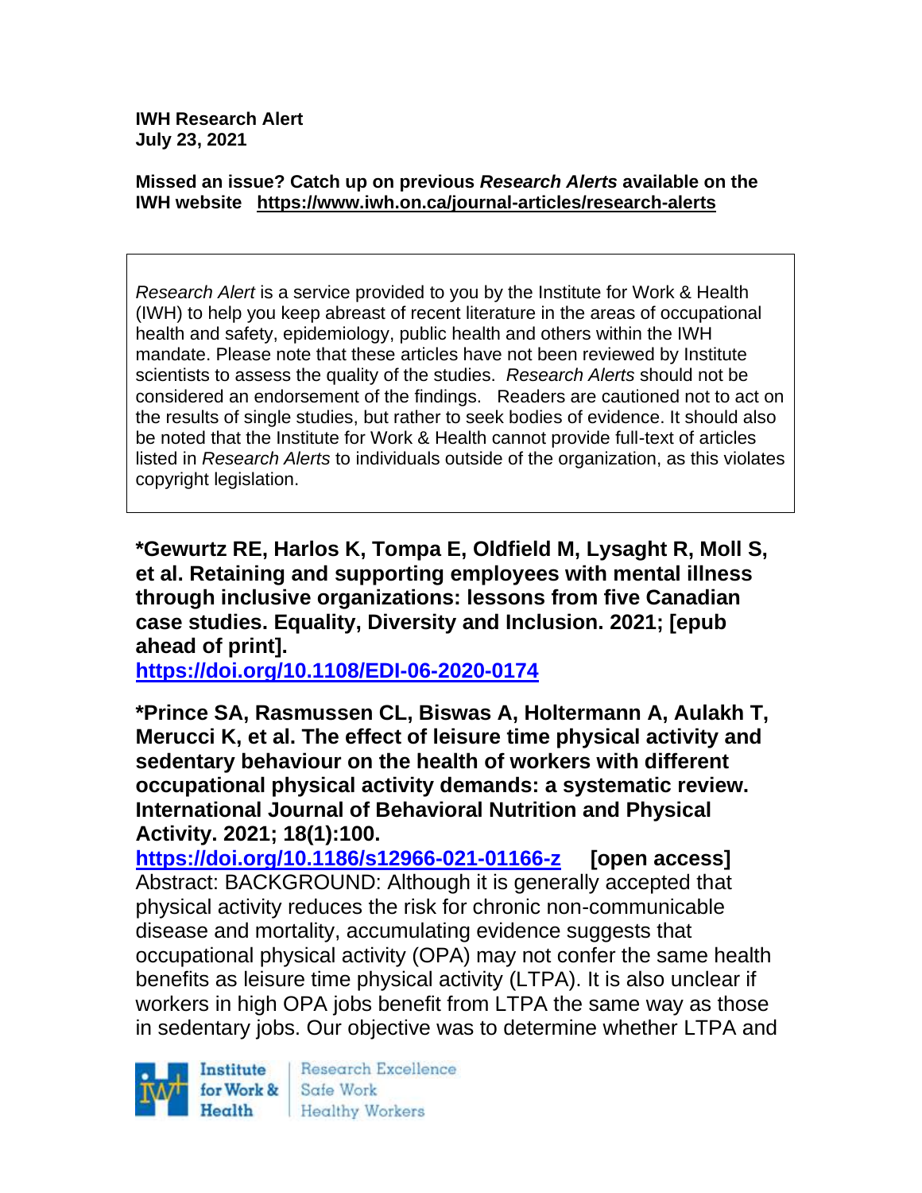**IWH Research Alert**
**July 23, 2021**

**Missed an issue? Catch up on previous *Research Alerts* available on the IWH website https://www.iwh.on.ca/journal-articles/research-alerts**

*Research Alert* is a service provided to you by the Institute for Work & Health (IWH) to help you keep abreast of recent literature in the areas of occupational health and safety, epidemiology, public health and others within the IWH mandate. Please note that these articles have not been reviewed by Institute scientists to assess the quality of the studies. *Research Alerts* should not be considered an endorsement of the findings. Readers are cautioned not to act on the results of single studies, but rather to seek bodies of evidence. It should also be noted that the Institute for Work & Health cannot provide full-text of articles listed in *Research Alerts* to individuals outside of the organization, as this violates copyright legislation.

**\*Gewurtz RE, Harlos K, Tompa E, Oldfield M, Lysaght R, Moll S, et al. Retaining and supporting employees with mental illness through inclusive organizations: lessons from five Canadian case studies. Equality, Diversity and Inclusion. 2021; [epub ahead of print].**
**https://doi.org/10.1108/EDI-06-2020-0174**

**\*Prince SA, Rasmussen CL, Biswas A, Holtermann A, Aulakh T, Merucci K, et al. The effect of leisure time physical activity and sedentary behaviour on the health of workers with different occupational physical activity demands: a systematic review. International Journal of Behavioral Nutrition and Physical Activity. 2021; 18(1):100.**
**https://doi.org/10.1186/s12966-021-01166-z [open access]**
Abstract: BACKGROUND: Although it is generally accepted that physical activity reduces the risk for chronic non-communicable disease and mortality, accumulating evidence suggests that occupational physical activity (OPA) may not confer the same health benefits as leisure time physical activity (LTPA). It is also unclear if workers in high OPA jobs benefit from LTPA the same way as those in sedentary jobs. Our objective was to determine whether LTPA and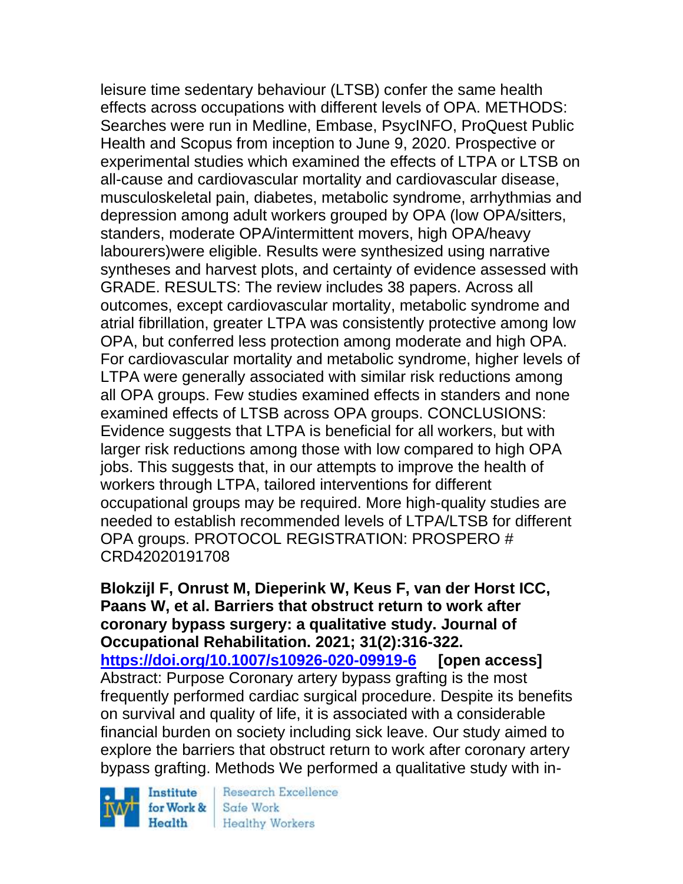leisure time sedentary behaviour (LTSB) confer the same health effects across occupations with different levels of OPA. METHODS: Searches were run in Medline, Embase, PsycINFO, ProQuest Public Health and Scopus from inception to June 9, 2020. Prospective or experimental studies which examined the effects of LTPA or LTSB on all-cause and cardiovascular mortality and cardiovascular disease, musculoskeletal pain, diabetes, metabolic syndrome, arrhythmias and depression among adult workers grouped by OPA (low OPA/sitters, standers, moderate OPA/intermittent movers, high OPA/heavy labourers)were eligible. Results were synthesized using narrative syntheses and harvest plots, and certainty of evidence assessed with GRADE. RESULTS: The review includes 38 papers. Across all outcomes, except cardiovascular mortality, metabolic syndrome and atrial fibrillation, greater LTPA was consistently protective among low OPA, but conferred less protection among moderate and high OPA. For cardiovascular mortality and metabolic syndrome, higher levels of LTPA were generally associated with similar risk reductions among all OPA groups. Few studies examined effects in standers and none examined effects of LTSB across OPA groups. CONCLUSIONS: Evidence suggests that LTPA is beneficial for all workers, but with larger risk reductions among those with low compared to high OPA jobs. This suggests that, in our attempts to improve the health of workers through LTPA, tailored interventions for different occupational groups may be required. More high-quality studies are needed to establish recommended levels of LTPA/LTSB for different OPA groups. PROTOCOL REGISTRATION: PROSPERO # CRD42020191708

**Blokzijl F, Onrust M, Dieperink W, Keus F, van der Horst ICC, Paans W, et al. Barriers that obstruct return to work after coronary bypass surgery: a qualitative study. Journal of Occupational Rehabilitation. 2021; 31(2):316-322.**
**https://doi.org/10.1007/s10926-020-09919-6 [open access]**
Abstract: Purpose Coronary artery bypass grafting is the most frequently performed cardiac surgical procedure. Despite its benefits on survival and quality of life, it is associated with a considerable financial burden on society including sick leave. Our study aimed to explore the barriers that obstruct return to work after coronary artery bypass grafting. Methods We performed a qualitative study with in-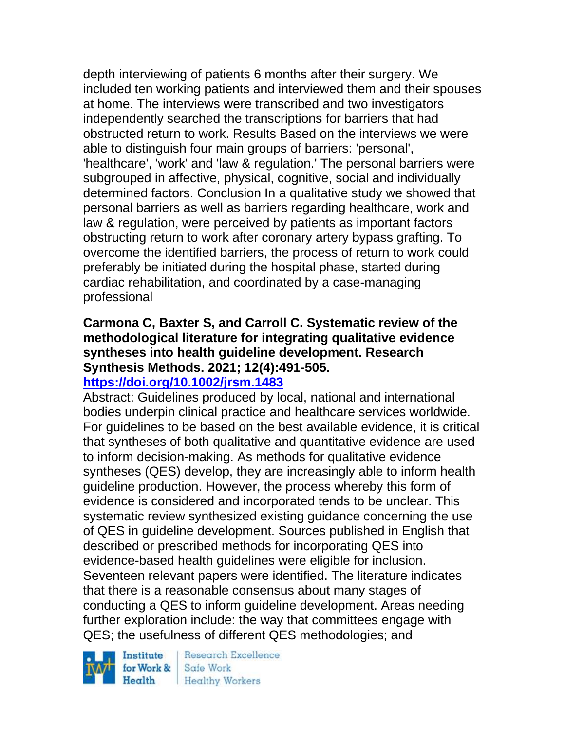depth interviewing of patients 6 months after their surgery. We included ten working patients and interviewed them and their spouses at home. The interviews were transcribed and two investigators independently searched the transcriptions for barriers that had obstructed return to work. Results Based on the interviews we were able to distinguish four main groups of barriers: 'personal', 'healthcare', 'work' and 'law & regulation.' The personal barriers were subgrouped in affective, physical, cognitive, social and individually determined factors. Conclusion In a qualitative study we showed that personal barriers as well as barriers regarding healthcare, work and law & regulation, were perceived by patients as important factors obstructing return to work after coronary artery bypass grafting. To overcome the identified barriers, the process of return to work could preferably be initiated during the hospital phase, started during cardiac rehabilitation, and coordinated by a case-managing professional

**Carmona C, Baxter S, and Carroll C. Systematic review of the methodological literature for integrating qualitative evidence syntheses into health guideline development. Research Synthesis Methods. 2021; 12(4):491-505.**
**https://doi.org/10.1002/jrsm.1483**

Abstract: Guidelines produced by local, national and international bodies underpin clinical practice and healthcare services worldwide. For guidelines to be based on the best available evidence, it is critical that syntheses of both qualitative and quantitative evidence are used to inform decision-making. As methods for qualitative evidence syntheses (QES) develop, they are increasingly able to inform health guideline production. However, the process whereby this form of evidence is considered and incorporated tends to be unclear. This systematic review synthesized existing guidance concerning the use of QES in guideline development. Sources published in English that described or prescribed methods for incorporating QES into evidence-based health guidelines were eligible for inclusion. Seventeen relevant papers were identified. The literature indicates that there is a reasonable consensus about many stages of conducting a QES to inform guideline development. Areas needing further exploration include: the way that committees engage with QES; the usefulness of different QES methodologies; and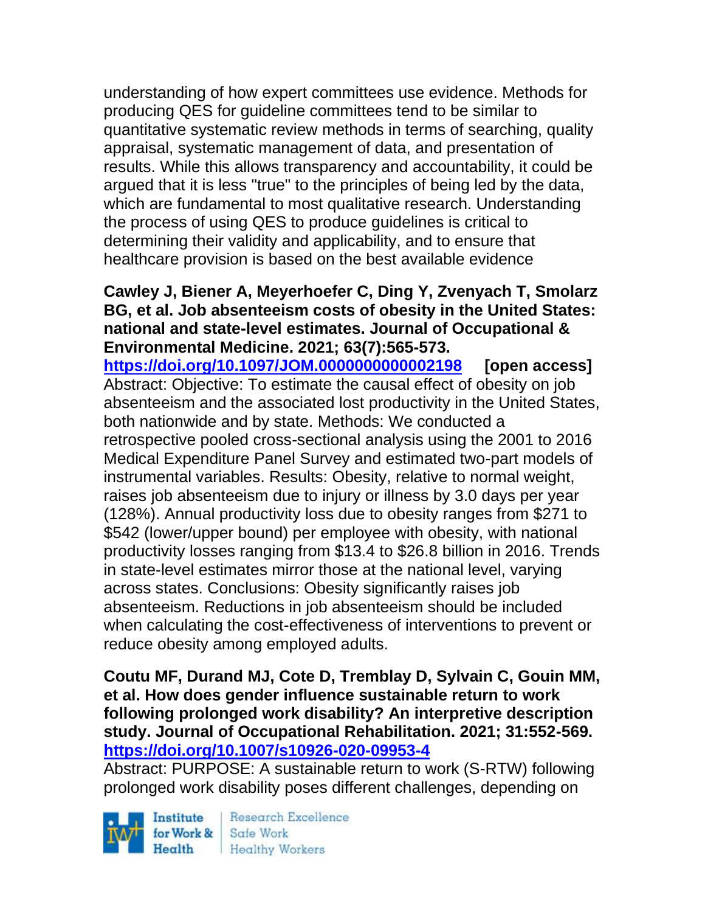understanding of how expert committees use evidence. Methods for producing QES for guideline committees tend to be similar to quantitative systematic review methods in terms of searching, quality appraisal, systematic management of data, and presentation of results. While this allows transparency and accountability, it could be argued that it is less "true" to the principles of being led by the data, which are fundamental to most qualitative research. Understanding the process of using QES to produce guidelines is critical to determining their validity and applicability, and to ensure that healthcare provision is based on the best available evidence

**Cawley J, Biener A, Meyerhoefer C, Ding Y, Zvenyach T, Smolarz BG, et al. Job absenteeism costs of obesity in the United States: national and state-level estimates. Journal of Occupational & Environmental Medicine. 2021; 63(7):565-573. https://doi.org/10.1097/JOM.0000000000002198 [open access]**
Abstract: Objective: To estimate the causal effect of obesity on job absenteeism and the associated lost productivity in the United States, both nationwide and by state. Methods: We conducted a retrospective pooled cross-sectional analysis using the 2001 to 2016 Medical Expenditure Panel Survey and estimated two-part models of instrumental variables. Results: Obesity, relative to normal weight, raises job absenteeism due to injury or illness by 3.0 days per year (128%). Annual productivity loss due to obesity ranges from $271 to $542 (lower/upper bound) per employee with obesity, with national productivity losses ranging from $13.4 to $26.8 billion in 2016. Trends in state-level estimates mirror those at the national level, varying across states. Conclusions: Obesity significantly raises job absenteeism. Reductions in job absenteeism should be included when calculating the cost-effectiveness of interventions to prevent or reduce obesity among employed adults.

**Coutu MF, Durand MJ, Cote D, Tremblay D, Sylvain C, Gouin MM, et al. How does gender influence sustainable return to work following prolonged work disability? An interpretive description study. Journal of Occupational Rehabilitation. 2021; 31:552-569. https://doi.org/10.1007/s10926-020-09953-4**
Abstract: PURPOSE: A sustainable return to work (S-RTW) following prolonged work disability poses different challenges, depending on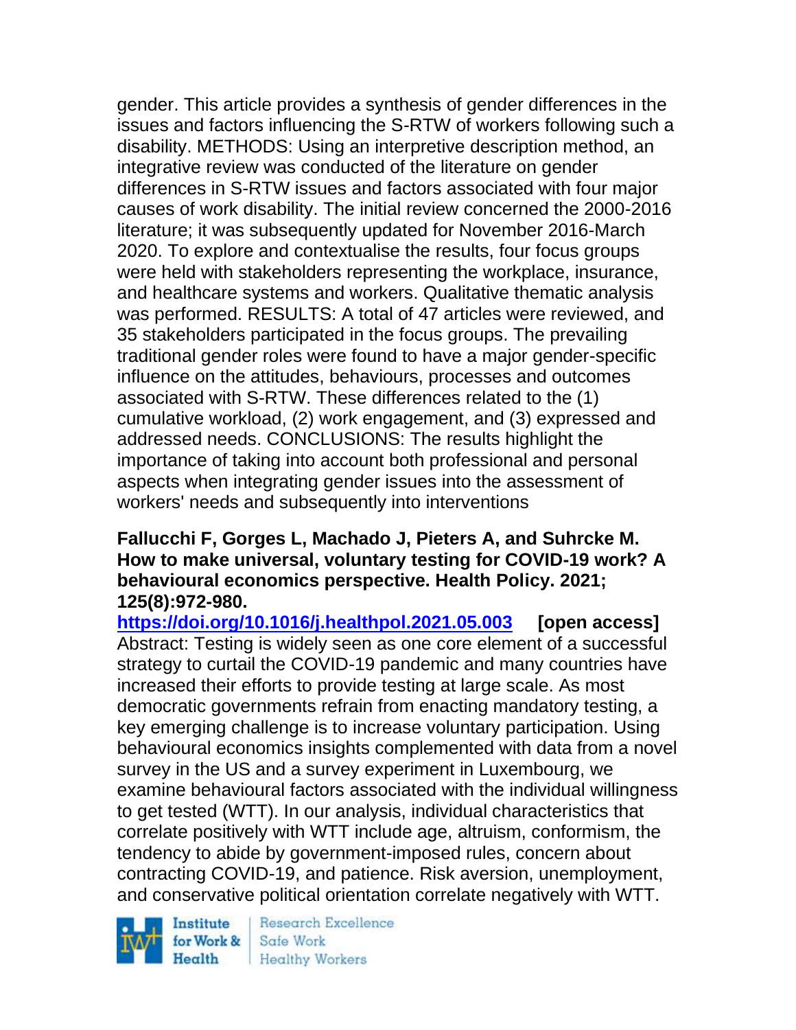gender. This article provides a synthesis of gender differences in the issues and factors influencing the S-RTW of workers following such a disability. METHODS: Using an interpretive description method, an integrative review was conducted of the literature on gender differences in S-RTW issues and factors associated with four major causes of work disability. The initial review concerned the 2000-2016 literature; it was subsequently updated for November 2016-March 2020. To explore and contextualise the results, four focus groups were held with stakeholders representing the workplace, insurance, and healthcare systems and workers. Qualitative thematic analysis was performed. RESULTS: A total of 47 articles were reviewed, and 35 stakeholders participated in the focus groups. The prevailing traditional gender roles were found to have a major gender-specific influence on the attitudes, behaviours, processes and outcomes associated with S-RTW. These differences related to the (1) cumulative workload, (2) work engagement, and (3) expressed and addressed needs. CONCLUSIONS: The results highlight the importance of taking into account both professional and personal aspects when integrating gender issues into the assessment of workers' needs and subsequently into interventions

**Fallucchi F, Gorges L, Machado J, Pieters A, and Suhrcke M. How to make universal, voluntary testing for COVID-19 work? A behavioural economics perspective. Health Policy. 2021; 125(8):972-980.**

**https://doi.org/10.1016/j.healthpol.2021.05.003 [open access]**

Abstract: Testing is widely seen as one core element of a successful strategy to curtail the COVID-19 pandemic and many countries have increased their efforts to provide testing at large scale. As most democratic governments refrain from enacting mandatory testing, a key emerging challenge is to increase voluntary participation. Using behavioural economics insights complemented with data from a novel survey in the US and a survey experiment in Luxembourg, we examine behavioural factors associated with the individual willingness to get tested (WTT). In our analysis, individual characteristics that correlate positively with WTT include age, altruism, conformism, the tendency to abide by government-imposed rules, concern about contracting COVID-19, and patience. Risk aversion, unemployment, and conservative political orientation correlate negatively with WTT.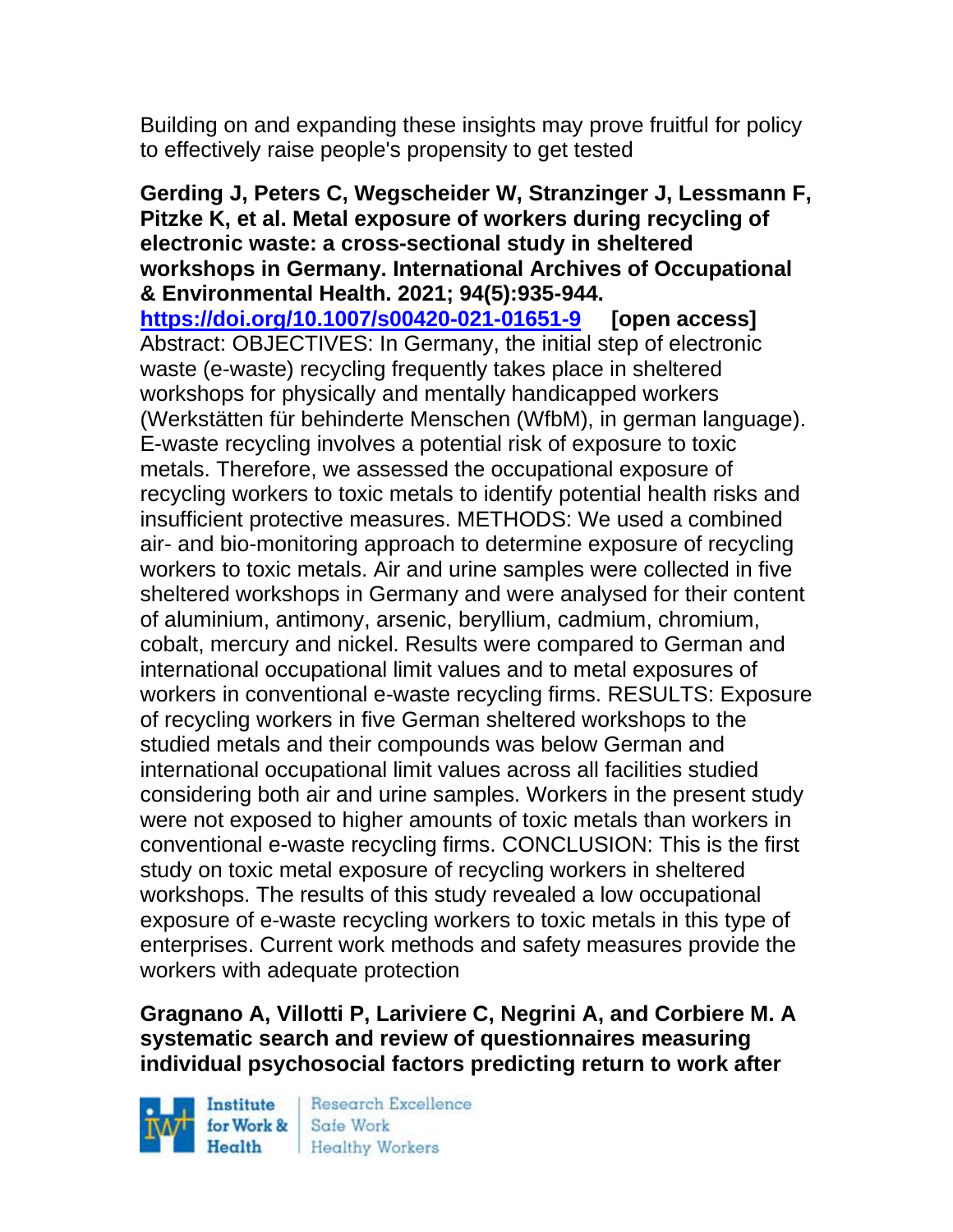Building on and expanding these insights may prove fruitful for policy to effectively raise people's propensity to get tested

**Gerding J, Peters C, Wegscheider W, Stranzinger J, Lessmann F, Pitzke K, et al. Metal exposure of workers during recycling of electronic waste: a cross-sectional study in sheltered workshops in Germany. International Archives of Occupational & Environmental Health. 2021; 94(5):935-944.**
**https://doi.org/10.1007/s00420-021-01651-9** **[open access]**
Abstract: OBJECTIVES: In Germany, the initial step of electronic waste (e-waste) recycling frequently takes place in sheltered workshops for physically and mentally handicapped workers (Werkstätten für behinderte Menschen (WfbM), in german language). E-waste recycling involves a potential risk of exposure to toxic metals. Therefore, we assessed the occupational exposure of recycling workers to toxic metals to identify potential health risks and insufficient protective measures. METHODS: We used a combined air- and bio-monitoring approach to determine exposure of recycling workers to toxic metals. Air and urine samples were collected in five sheltered workshops in Germany and were analysed for their content of aluminium, antimony, arsenic, beryllium, cadmium, chromium, cobalt, mercury and nickel. Results were compared to German and international occupational limit values and to metal exposures of workers in conventional e-waste recycling firms. RESULTS: Exposure of recycling workers in five German sheltered workshops to the studied metals and their compounds was below German and international occupational limit values across all facilities studied considering both air and urine samples. Workers in the present study were not exposed to higher amounts of toxic metals than workers in conventional e-waste recycling firms. CONCLUSION: This is the first study on toxic metal exposure of recycling workers in sheltered workshops. The results of this study revealed a low occupational exposure of e-waste recycling workers to toxic metals in this type of enterprises. Current work methods and safety measures provide the workers with adequate protection

**Gragnano A, Villotti P, Lariviere C, Negrini A, and Corbiere M. A systematic search and review of questionnaires measuring individual psychosocial factors predicting return to work after**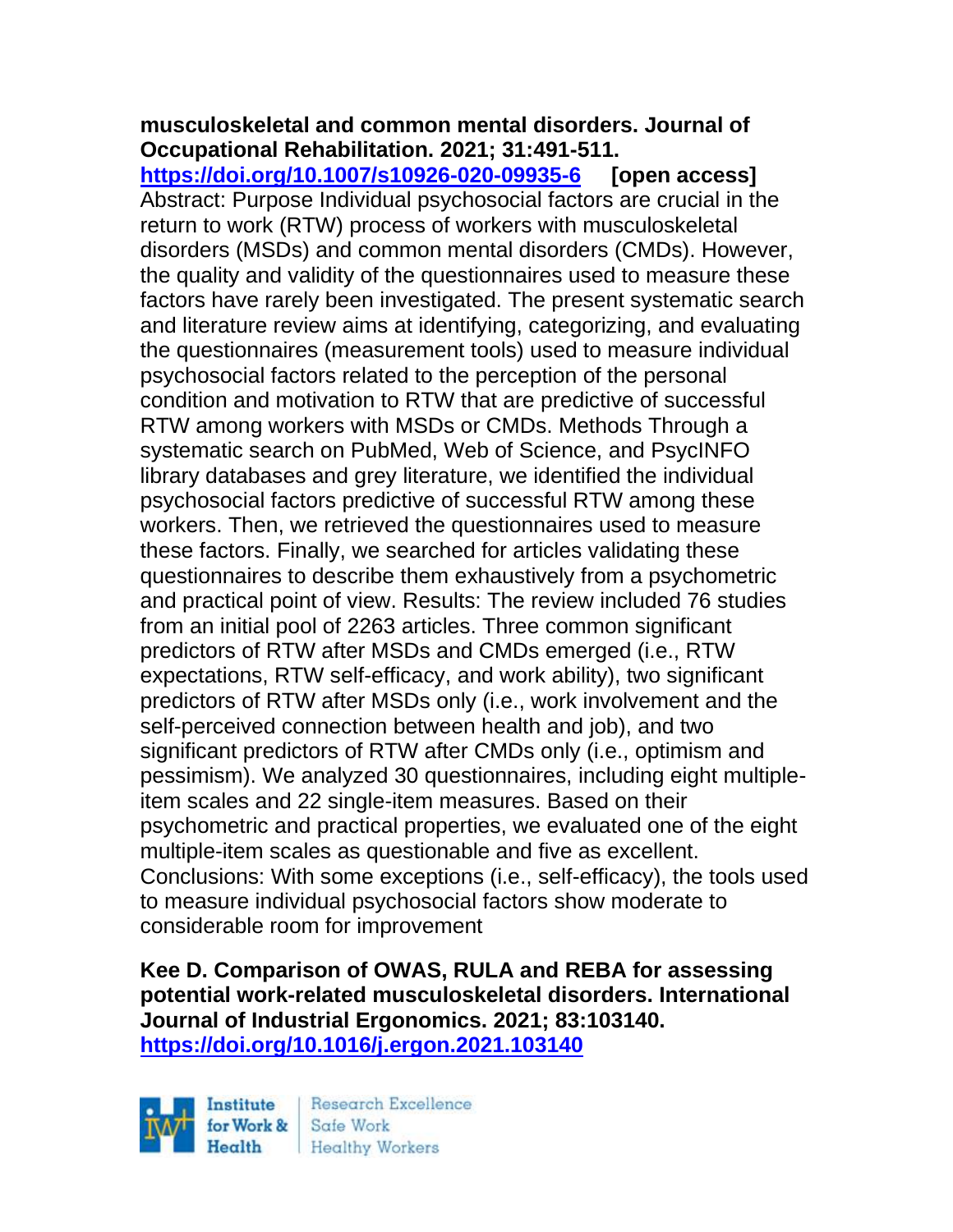**musculoskeletal and common mental disorders. Journal of Occupational Rehabilitation. 2021; 31:491-511.**
**https://doi.org/10.1007/s10926-020-09935-6** **[open access]**
Abstract: Purpose Individual psychosocial factors are crucial in the return to work (RTW) process of workers with musculoskeletal disorders (MSDs) and common mental disorders (CMDs). However, the quality and validity of the questionnaires used to measure these factors have rarely been investigated. The present systematic search and literature review aims at identifying, categorizing, and evaluating the questionnaires (measurement tools) used to measure individual psychosocial factors related to the perception of the personal condition and motivation to RTW that are predictive of successful RTW among workers with MSDs or CMDs. Methods Through a systematic search on PubMed, Web of Science, and PsycINFO library databases and grey literature, we identified the individual psychosocial factors predictive of successful RTW among these workers. Then, we retrieved the questionnaires used to measure these factors. Finally, we searched for articles validating these questionnaires to describe them exhaustively from a psychometric and practical point of view. Results: The review included 76 studies from an initial pool of 2263 articles. Three common significant predictors of RTW after MSDs and CMDs emerged (i.e., RTW expectations, RTW self-efficacy, and work ability), two significant predictors of RTW after MSDs only (i.e., work involvement and the self-perceived connection between health and job), and two significant predictors of RTW after CMDs only (i.e., optimism and pessimism). We analyzed 30 questionnaires, including eight multiple-item scales and 22 single-item measures. Based on their psychometric and practical properties, we evaluated one of the eight multiple-item scales as questionable and five as excellent. Conclusions: With some exceptions (i.e., self-efficacy), the tools used to measure individual psychosocial factors show moderate to considerable room for improvement

**Kee D. Comparison of OWAS, RULA and REBA for assessing potential work-related musculoskeletal disorders. International Journal of Industrial Ergonomics. 2021; 83:103140.**
**https://doi.org/10.1016/j.ergon.2021.103140**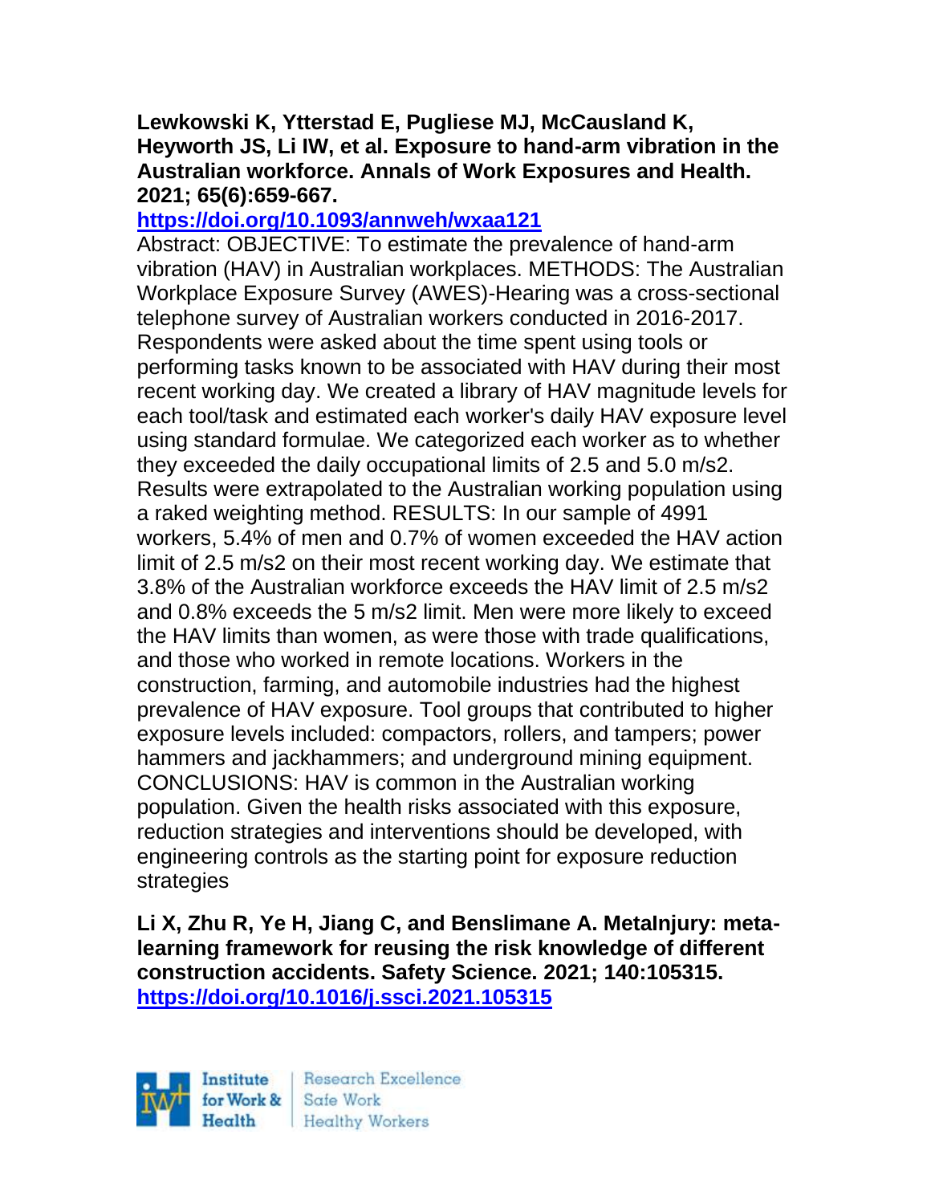**Lewkowski K, Ytterstad E, Pugliese MJ, McCausland K, Heyworth JS, Li IW, et al. Exposure to hand-arm vibration in the Australian workforce. Annals of Work Exposures and Health. 2021; 65(6):659-667.**
**https://doi.org/10.1093/annweh/wxaa121**

Abstract: OBJECTIVE: To estimate the prevalence of hand-arm vibration (HAV) in Australian workplaces. METHODS: The Australian Workplace Exposure Survey (AWES)-Hearing was a cross-sectional telephone survey of Australian workers conducted in 2016-2017. Respondents were asked about the time spent using tools or performing tasks known to be associated with HAV during their most recent working day. We created a library of HAV magnitude levels for each tool/task and estimated each worker's daily HAV exposure level using standard formulae. We categorized each worker as to whether they exceeded the daily occupational limits of 2.5 and 5.0 $m/s^2$. Results were extrapolated to the Australian working population using a raked weighting method. RESULTS: In our sample of 4991 workers, 5.4% of men and 0.7% of women exceeded the HAV action limit of 2.5 $m/s^2$ on their most recent working day. We estimate that 3.8% of the Australian workforce exceeds the HAV limit of 2.5 $m/s^2$ and 0.8% exceeds the 5 $m/s^2$ limit. Men were more likely to exceed the HAV limits than women, as were those with trade qualifications, and those who worked in remote locations. Workers in the construction, farming, and automobile industries had the highest prevalence of HAV exposure. Tool groups that contributed to higher exposure levels included: compactors, rollers, and tampers; power hammers and jackhammers; and underground mining equipment. CONCLUSIONS: HAV is common in the Australian working population. Given the health risks associated with this exposure, reduction strategies and interventions should be developed, with engineering controls as the starting point for exposure reduction strategies

**Li X, Zhu R, Ye H, Jiang C, and Benslimane A. MetaInjury: meta-learning framework for reusing the risk knowledge of different construction accidents. Safety Science. 2021; 140:105315.**
**https://doi.org/10.1016/j.ssci.2021.105315**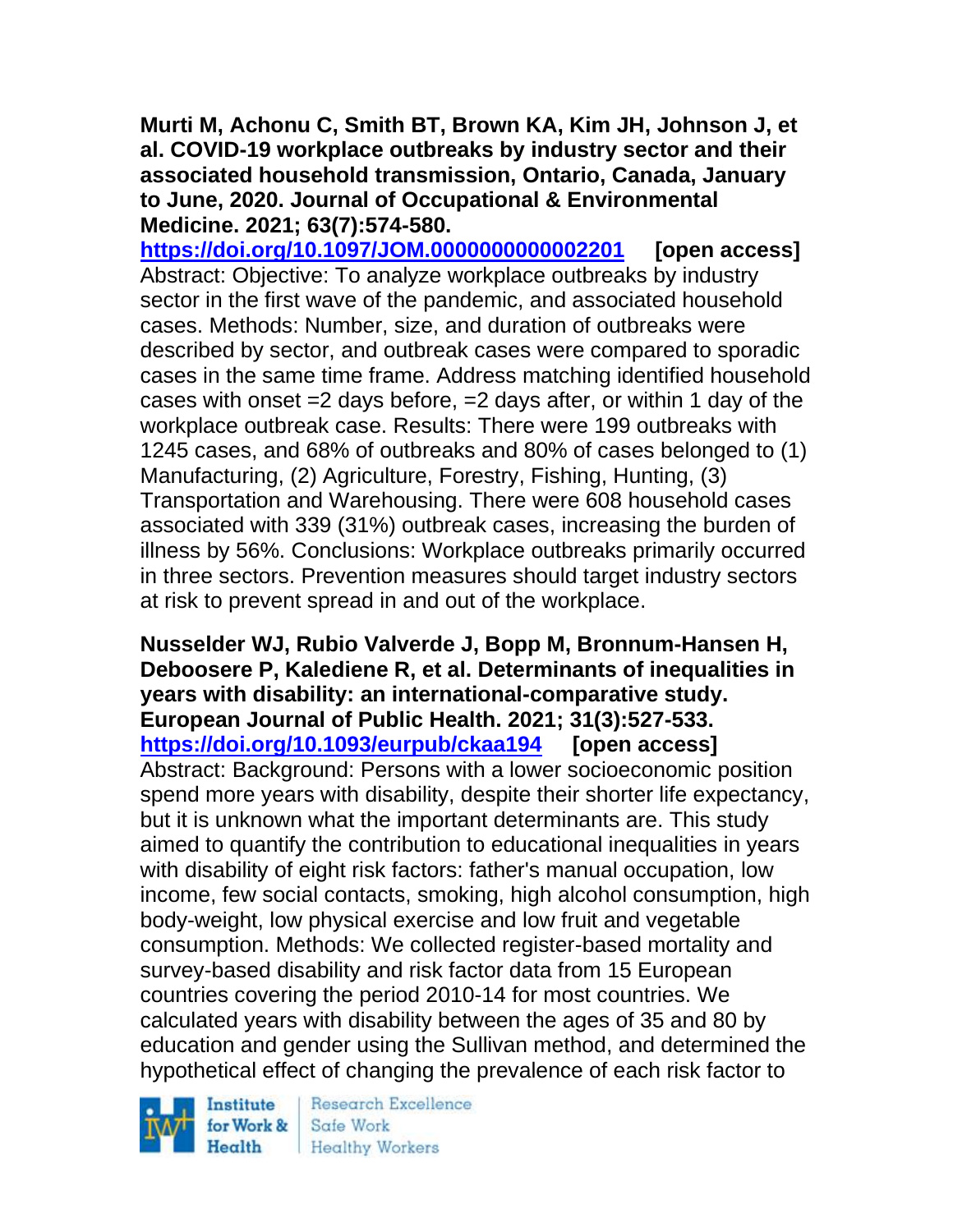**Murti M, Achonu C, Smith BT, Brown KA, Kim JH, Johnson J, et al. COVID-19 workplace outbreaks by industry sector and their associated household transmission, Ontario, Canada, January to June, 2020. Journal of Occupational & Environmental Medicine. 2021; 63(7):574-580.**
**https://doi.org/10.1097/JOM.0000000000002201 [open access]**
Abstract: Objective: To analyze workplace outbreaks by industry sector in the first wave of the pandemic, and associated household cases. Methods: Number, size, and duration of outbreaks were described by sector, and outbreak cases were compared to sporadic cases in the same time frame. Address matching identified household cases with onset =2 days before, =2 days after, or within 1 day of the workplace outbreak case. Results: There were 199 outbreaks with 1245 cases, and 68% of outbreaks and 80% of cases belonged to (1) Manufacturing, (2) Agriculture, Forestry, Fishing, Hunting, (3) Transportation and Warehousing. There were 608 household cases associated with 339 (31%) outbreak cases, increasing the burden of illness by 56%. Conclusions: Workplace outbreaks primarily occurred in three sectors. Prevention measures should target industry sectors at risk to prevent spread in and out of the workplace.

**Nusselder WJ, Rubio Valverde J, Bopp M, Bronnum-Hansen H, Deboosere P, Kalediene R, et al. Determinants of inequalities in years with disability: an international-comparative study. European Journal of Public Health. 2021; 31(3):527-533.**
**https://doi.org/10.1093/eurpub/ckaa194 [open access]**
Abstract: Background: Persons with a lower socioeconomic position spend more years with disability, despite their shorter life expectancy, but it is unknown what the important determinants are. This study aimed to quantify the contribution to educational inequalities in years with disability of eight risk factors: father's manual occupation, low income, few social contacts, smoking, high alcohol consumption, high body-weight, low physical exercise and low fruit and vegetable consumption. Methods: We collected register-based mortality and survey-based disability and risk factor data from 15 European countries covering the period 2010-14 for most countries. We calculated years with disability between the ages of 35 and 80 by education and gender using the Sullivan method, and determined the hypothetical effect of changing the prevalence of each risk factor to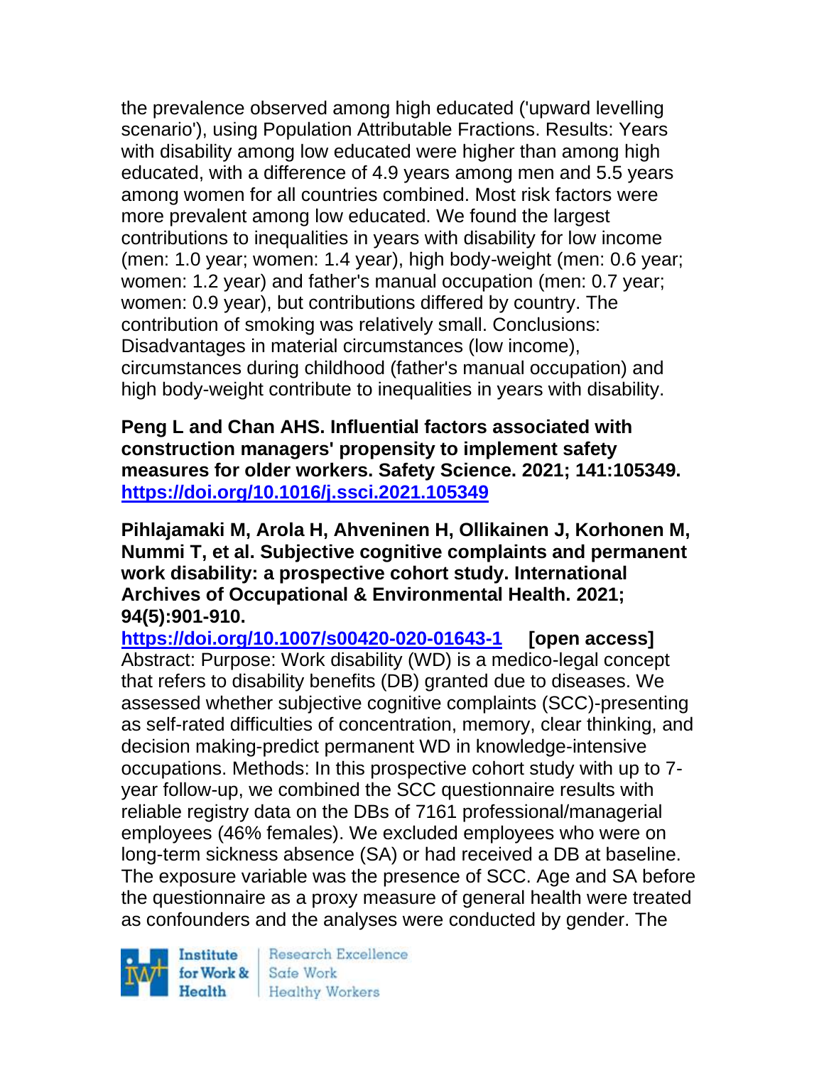the prevalence observed among high educated ('upward levelling scenario'), using Population Attributable Fractions. Results: Years with disability among low educated were higher than among high educated, with a difference of 4.9 years among men and 5.5 years among women for all countries combined. Most risk factors were more prevalent among low educated. We found the largest contributions to inequalities in years with disability for low income (men: 1.0 year; women: 1.4 year), high body-weight (men: 0.6 year; women: 1.2 year) and father's manual occupation (men: 0.7 year; women: 0.9 year), but contributions differed by country. The contribution of smoking was relatively small. Conclusions: Disadvantages in material circumstances (low income), circumstances during childhood (father's manual occupation) and high body-weight contribute to inequalities in years with disability.

**Peng L and Chan AHS. Influential factors associated with construction managers' propensity to implement safety measures for older workers. Safety Science. 2021; 141:105349. https://doi.org/10.1016/j.ssci.2021.105349**

**Pihlajamaki M, Arola H, Ahveninen H, Ollikainen J, Korhonen M, Nummi T, et al. Subjective cognitive complaints and permanent work disability: a prospective cohort study. International Archives of Occupational & Environmental Health. 2021; 94(5):901-910.**
**https://doi.org/10.1007/s00420-020-01643-1 [open access]**
Abstract: Purpose: Work disability (WD) is a medico-legal concept that refers to disability benefits (DB) granted due to diseases. We assessed whether subjective cognitive complaints (SCC)-presenting as self-rated difficulties of concentration, memory, clear thinking, and decision making-predict permanent WD in knowledge-intensive occupations. Methods: In this prospective cohort study with up to 7-year follow-up, we combined the SCC questionnaire results with reliable registry data on the DBs of 7161 professional/managerial employees (46% females). We excluded employees who were on long-term sickness absence (SA) or had received a DB at baseline. The exposure variable was the presence of SCC. Age and SA before the questionnaire as a proxy measure of general health were treated as confounders and the analyses were conducted by gender. The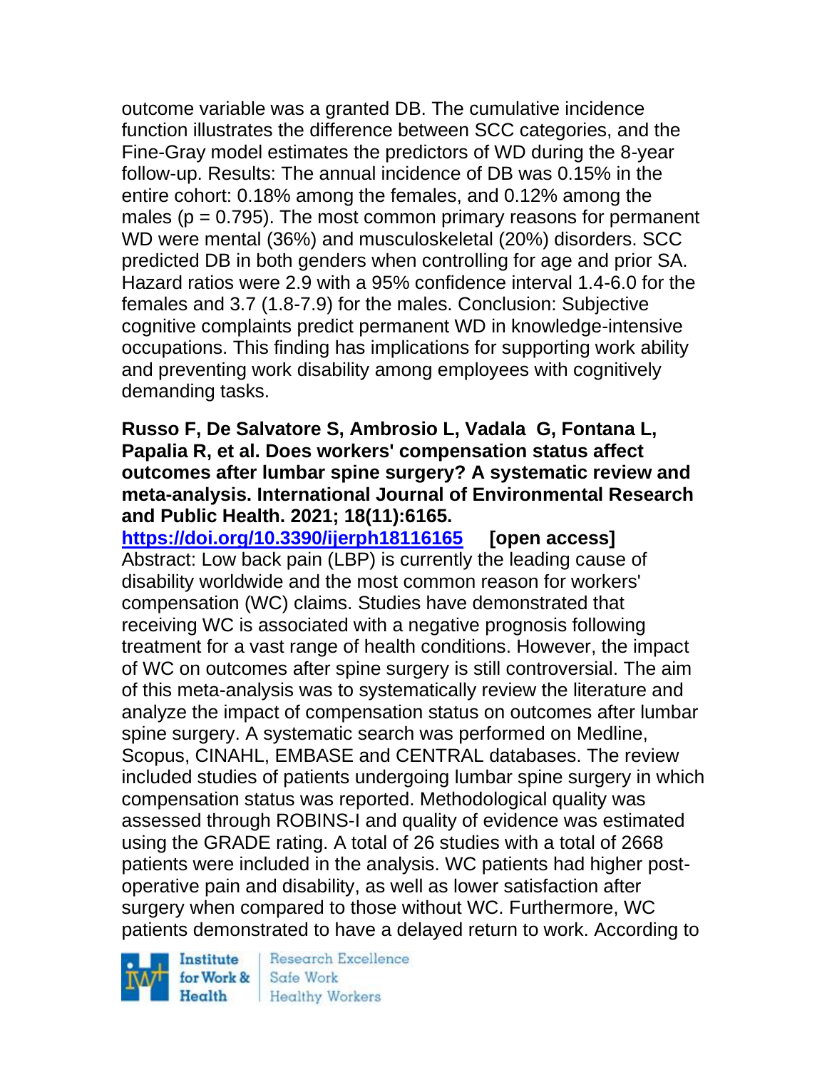outcome variable was a granted DB. The cumulative incidence function illustrates the difference between SCC categories, and the Fine-Gray model estimates the predictors of WD during the 8-year follow-up. Results: The annual incidence of DB was 0.15% in the entire cohort: 0.18% among the females, and 0.12% among the males ($p = 0.795$). The most common primary reasons for permanent WD were mental (36%) and musculoskeletal (20%) disorders. SCC predicted DB in both genders when controlling for age and prior SA. Hazard ratios were 2.9 with a 95% confidence interval 1.4-6.0 for the females and 3.7 (1.8-7.9) for the males. Conclusion: Subjective cognitive complaints predict permanent WD in knowledge-intensive occupations. This finding has implications for supporting work ability and preventing work disability among employees with cognitively demanding tasks.

**Russo F, De Salvatore S, Ambrosio L, Vadala G, Fontana L, Papalia R, et al. Does workers' compensation status affect outcomes after lumbar spine surgery? A systematic review and meta-analysis. International Journal of Environmental Research and Public Health. 2021; 18(11):6165.**
**https://doi.org/10.3390/ijerph18116165 [open access]**
Abstract: Low back pain (LBP) is currently the leading cause of disability worldwide and the most common reason for workers' compensation (WC) claims. Studies have demonstrated that receiving WC is associated with a negative prognosis following treatment for a vast range of health conditions. However, the impact of WC on outcomes after spine surgery is still controversial. The aim of this meta-analysis was to systematically review the literature and analyze the impact of compensation status on outcomes after lumbar spine surgery. A systematic search was performed on Medline, Scopus, CINAHL, EMBASE and CENTRAL databases. The review included studies of patients undergoing lumbar spine surgery in which compensation status was reported. Methodological quality was assessed through ROBINS-I and quality of evidence was estimated using the GRADE rating. A total of 26 studies with a total of 2668 patients were included in the analysis. WC patients had higher post-operative pain and disability, as well as lower satisfaction after surgery when compared to those without WC. Furthermore, WC patients demonstrated to have a delayed return to work. According to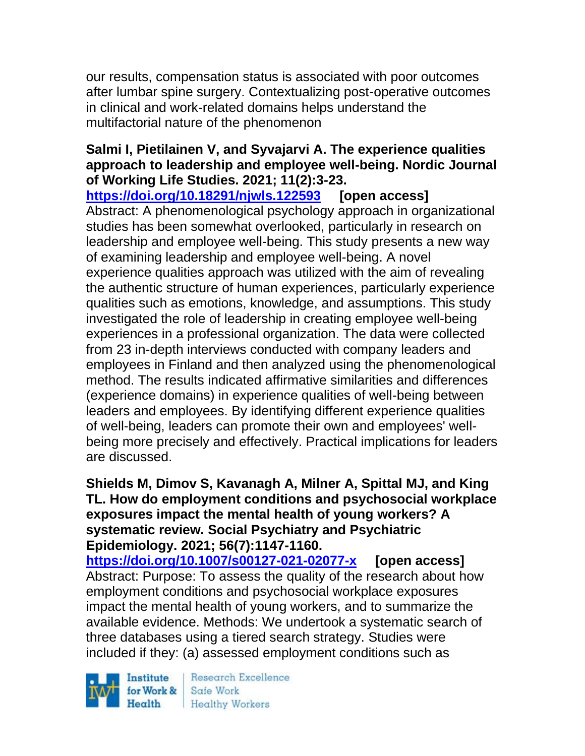our results, compensation status is associated with poor outcomes after lumbar spine surgery. Contextualizing post-operative outcomes in clinical and work-related domains helps understand the multifactorial nature of the phenomenon

**Salmi I, Pietilainen V, and Syvajarvi A. The experience qualities approach to leadership and employee well-being. Nordic Journal of Working Life Studies. 2021; 11(2):3-23.**
**https://doi.org/10.18291/njwls.122593** **[open access]**
Abstract: A phenomenological psychology approach in organizational studies has been somewhat overlooked, particularly in research on leadership and employee well-being. This study presents a new way of examining leadership and employee well-being. A novel experience qualities approach was utilized with the aim of revealing the authentic structure of human experiences, particularly experience qualities such as emotions, knowledge, and assumptions. This study investigated the role of leadership in creating employee well-being experiences in a professional organization. The data were collected from 23 in-depth interviews conducted with company leaders and employees in Finland and then analyzed using the phenomenological method. The results indicated affirmative similarities and differences (experience domains) in experience qualities of well-being between leaders and employees. By identifying different experience qualities of well-being, leaders can promote their own and employees' well-being more precisely and effectively. Practical implications for leaders are discussed.

**Shields M, Dimov S, Kavanagh A, Milner A, Spittal MJ, and King TL. How do employment conditions and psychosocial workplace exposures impact the mental health of young workers? A systematic review. Social Psychiatry and Psychiatric Epidemiology. 2021; 56(7):1147-1160.**
**https://doi.org/10.1007/s00127-021-02077-x** **[open access]**
Abstract: Purpose: To assess the quality of the research about how employment conditions and psychosocial workplace exposures impact the mental health of young workers, and to summarize the available evidence. Methods: We undertook a systematic search of three databases using a tiered search strategy. Studies were included if they: (a) assessed employment conditions such as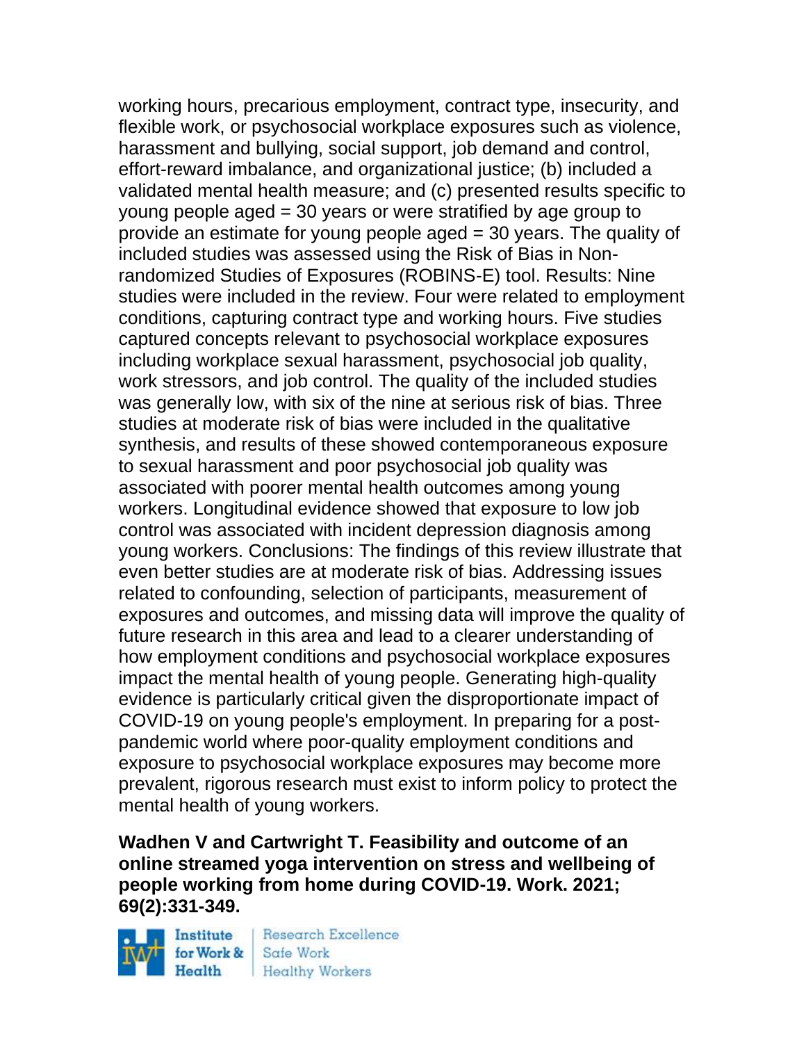working hours, precarious employment, contract type, insecurity, and flexible work, or psychosocial workplace exposures such as violence, harassment and bullying, social support, job demand and control, effort-reward imbalance, and organizational justice; (b) included a validated mental health measure; and (c) presented results specific to young people aged = 30 years or were stratified by age group to provide an estimate for young people aged = 30 years. The quality of included studies was assessed using the Risk of Bias in Non-randomized Studies of Exposures (ROBINS-E) tool. Results: Nine studies were included in the review. Four were related to employment conditions, capturing contract type and working hours. Five studies captured concepts relevant to psychosocial workplace exposures including workplace sexual harassment, psychosocial job quality, work stressors, and job control. The quality of the included studies was generally low, with six of the nine at serious risk of bias. Three studies at moderate risk of bias were included in the qualitative synthesis, and results of these showed contemporaneous exposure to sexual harassment and poor psychosocial job quality was associated with poorer mental health outcomes among young workers. Longitudinal evidence showed that exposure to low job control was associated with incident depression diagnosis among young workers. Conclusions: The findings of this review illustrate that even better studies are at moderate risk of bias. Addressing issues related to confounding, selection of participants, measurement of exposures and outcomes, and missing data will improve the quality of future research in this area and lead to a clearer understanding of how employment conditions and psychosocial workplace exposures impact the mental health of young people. Generating high-quality evidence is particularly critical given the disproportionate impact of COVID-19 on young people's employment. In preparing for a post-pandemic world where poor-quality employment conditions and exposure to psychosocial workplace exposures may become more prevalent, rigorous research must exist to inform policy to protect the mental health of young workers.

**Wadhen V and Cartwright T. Feasibility and outcome of an online streamed yoga intervention on stress and wellbeing of people working from home during COVID-19. Work. 2021; 69(2):331-349.**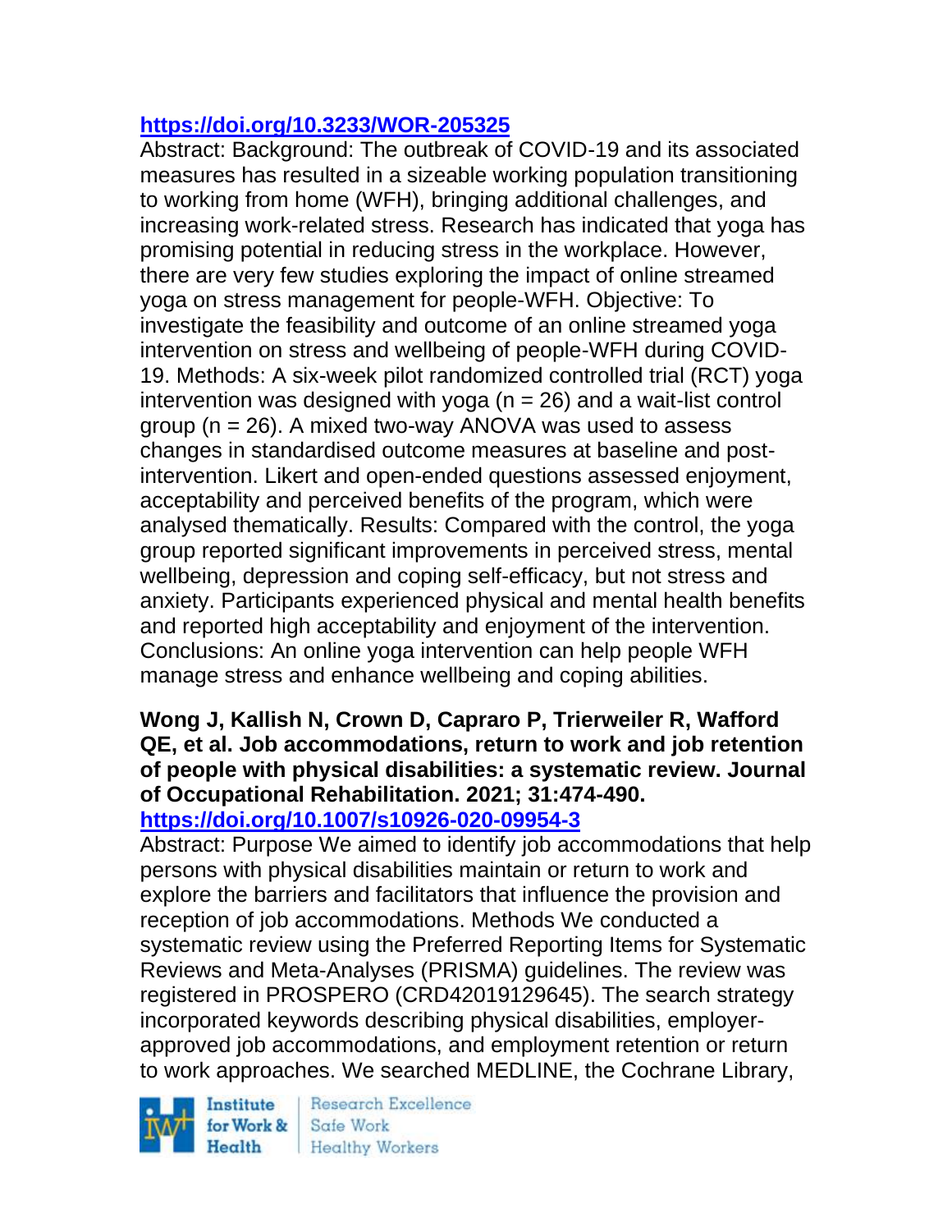https://doi.org/10.3233/WOR-205325

Abstract: Background: The outbreak of COVID-19 and its associated measures has resulted in a sizeable working population transitioning to working from home (WFH), bringing additional challenges, and increasing work-related stress. Research has indicated that yoga has promising potential in reducing stress in the workplace. However, there are very few studies exploring the impact of online streamed yoga on stress management for people-WFH. Objective: To investigate the feasibility and outcome of an online streamed yoga intervention on stress and wellbeing of people-WFH during COVID-19. Methods: A six-week pilot randomized controlled trial (RCT) yoga intervention was designed with yoga (n = 26) and a wait-list control group (n = 26). A mixed two-way ANOVA was used to assess changes in standardised outcome measures at baseline and post-intervention. Likert and open-ended questions assessed enjoyment, acceptability and perceived benefits of the program, which were analysed thematically. Results: Compared with the control, the yoga group reported significant improvements in perceived stress, mental wellbeing, depression and coping self-efficacy, but not stress and anxiety. Participants experienced physical and mental health benefits and reported high acceptability and enjoyment of the intervention. Conclusions: An online yoga intervention can help people WFH manage stress and enhance wellbeing and coping abilities.

**Wong J, Kallish N, Crown D, Capraro P, Trierweiler R, Wafford QE, et al. Job accommodations, return to work and job retention of people with physical disabilities: a systematic review. Journal of Occupational Rehabilitation. 2021; 31:474-490.**
https://doi.org/10.1007/s10926-020-09954-3

Abstract: Purpose We aimed to identify job accommodations that help persons with physical disabilities maintain or return to work and explore the barriers and facilitators that influence the provision and reception of job accommodations. Methods We conducted a systematic review using the Preferred Reporting Items for Systematic Reviews and Meta-Analyses (PRISMA) guidelines. The review was registered in PROSPERO (CRD42019129645). The search strategy incorporated keywords describing physical disabilities, employer-approved job accommodations, and employment retention or return to work approaches. We searched MEDLINE, the Cochrane Library,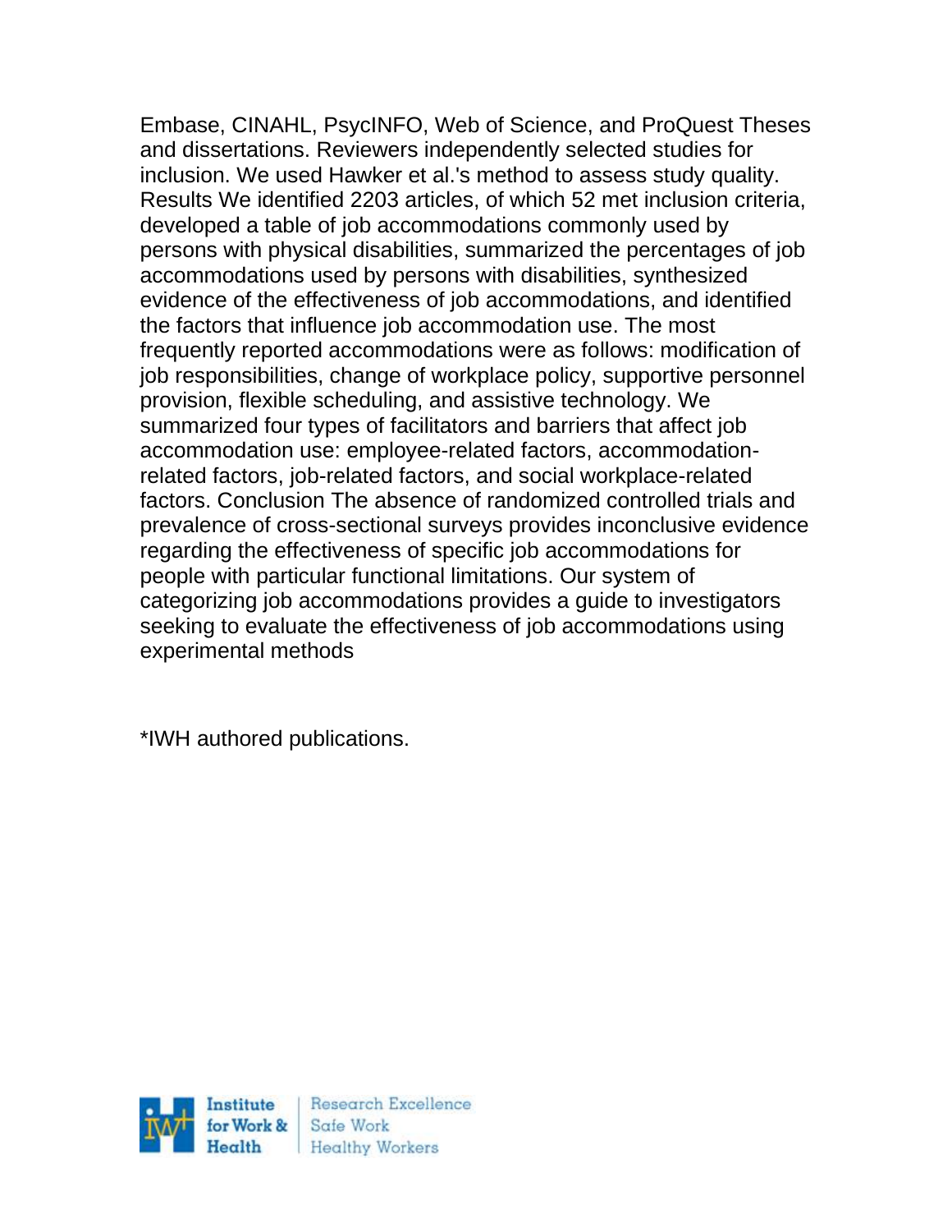Embase, CINAHL, PsycINFO, Web of Science, and ProQuest Theses and dissertations. Reviewers independently selected studies for inclusion. We used Hawker et al.'s method to assess study quality. Results We identified 2203 articles, of which 52 met inclusion criteria, developed a table of job accommodations commonly used by persons with physical disabilities, summarized the percentages of job accommodations used by persons with disabilities, synthesized evidence of the effectiveness of job accommodations, and identified the factors that influence job accommodation use. The most frequently reported accommodations were as follows: modification of job responsibilities, change of workplace policy, supportive personnel provision, flexible scheduling, and assistive technology. We summarized four types of facilitators and barriers that affect job accommodation use: employee-related factors, accommodation-related factors, job-related factors, and social workplace-related factors. Conclusion The absence of randomized controlled trials and prevalence of cross-sectional surveys provides inconclusive evidence regarding the effectiveness of specific job accommodations for people with particular functional limitations. Our system of categorizing job accommodations provides a guide to investigators seeking to evaluate the effectiveness of job accommodations using experimental methods

*IWH authored publications.